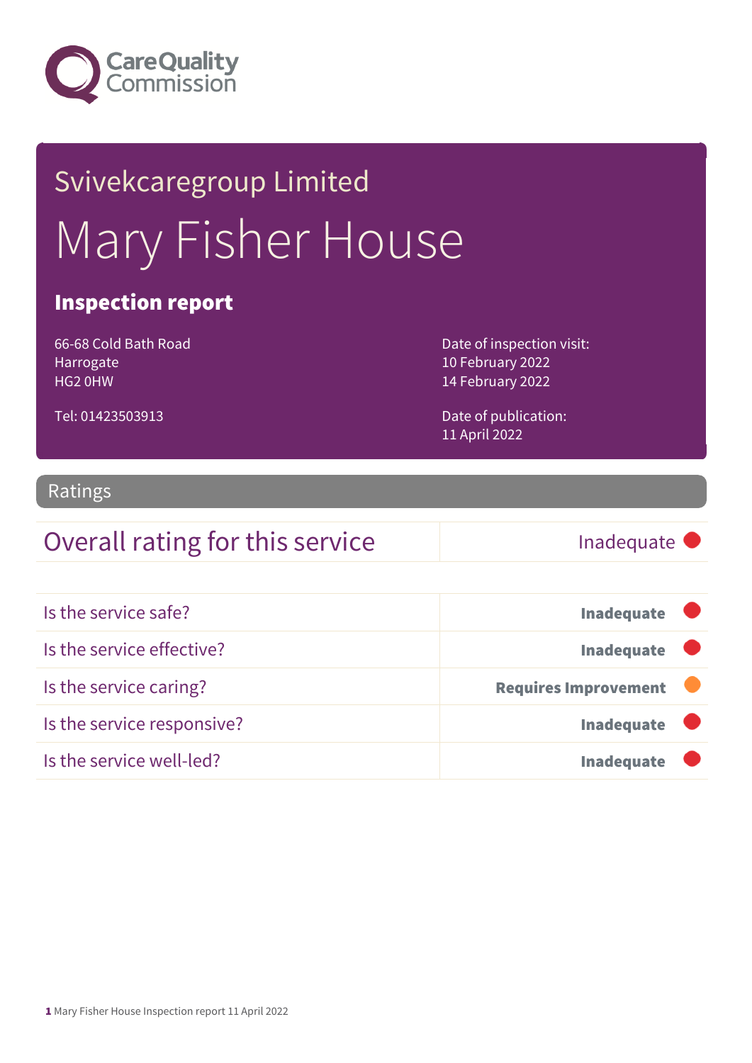Svivekcaregroup Limited

# Mary Fisher House

## Inspection report

66-68 Cold Bath Road
Harrogate
HG2 0HW

Tel: 01423503913

Date of inspection visit:
10 February 2022
14 February 2022

Date of publication:
11 April 2022

## Ratings

| Overall rating for this service | Inadequate |
|---|---|

| | |
|---|---|
| Is the service safe? | **Inadequate** |
| Is the service effective? | **Inadequate** |
| Is the service caring? | **Requires Improvement** |
| Is the service responsive? | **Inadequate** |
| Is the service well-led? | **Inadequate** |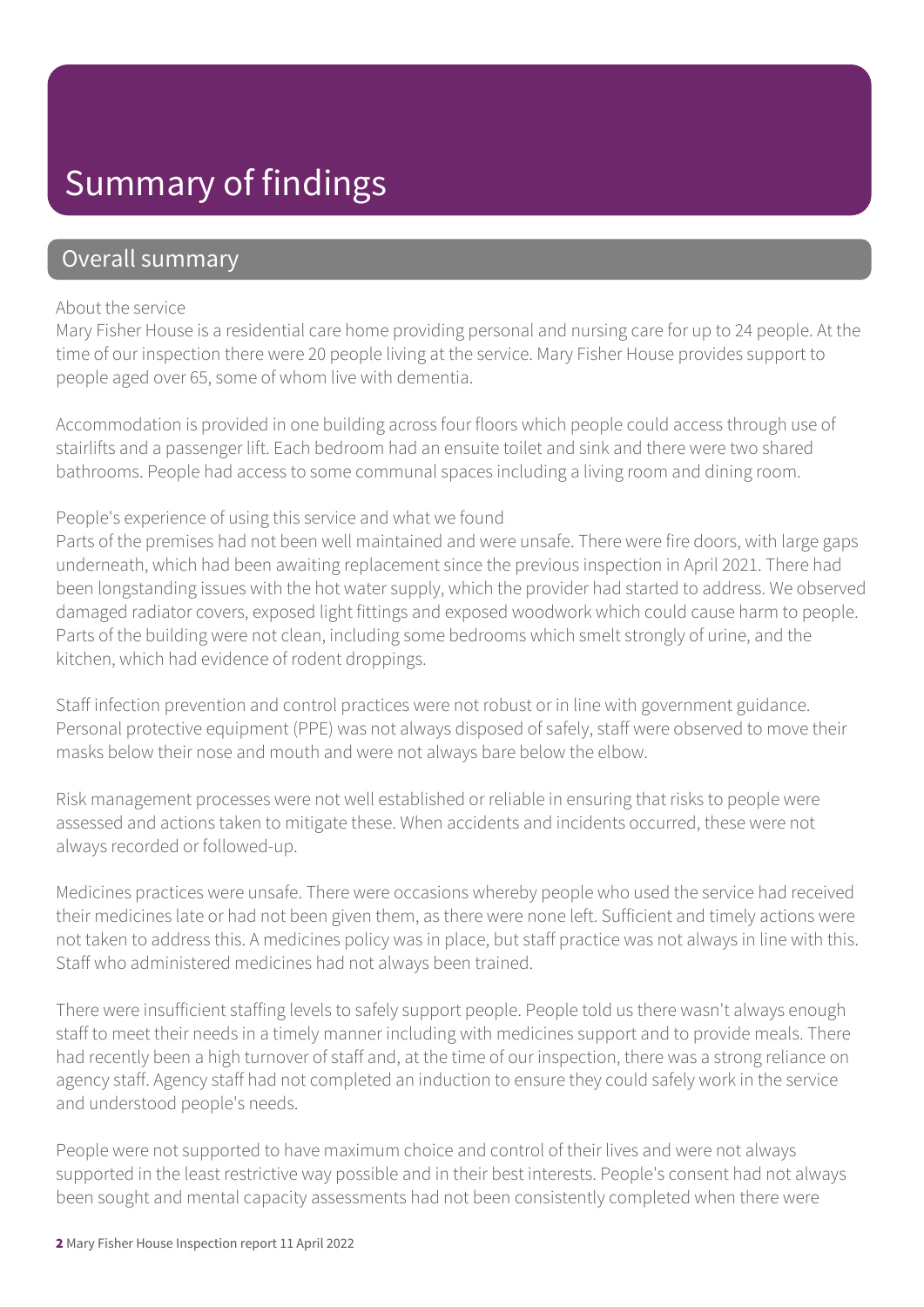# Summary of findings

## Overall summary

About the service

Mary Fisher House is a residential care home providing personal and nursing care for up to 24 people. At the time of our inspection there were 20 people living at the service. Mary Fisher House provides support to people aged over 65, some of whom live with dementia.

Accommodation is provided in one building across four floors which people could access through use of stairlifts and a passenger lift. Each bedroom had an ensuite toilet and sink and there were two shared bathrooms. People had access to some communal spaces including a living room and dining room.

People's experience of using this service and what we found

Parts of the premises had not been well maintained and were unsafe. There were fire doors, with large gaps underneath, which had been awaiting replacement since the previous inspection in April 2021. There had been longstanding issues with the hot water supply, which the provider had started to address. We observed damaged radiator covers, exposed light fittings and exposed woodwork which could cause harm to people. Parts of the building were not clean, including some bedrooms which smelt strongly of urine, and the kitchen, which had evidence of rodent droppings.

Staff infection prevention and control practices were not robust or in line with government guidance. Personal protective equipment (PPE) was not always disposed of safely, staff were observed to move their masks below their nose and mouth and were not always bare below the elbow.

Risk management processes were not well established or reliable in ensuring that risks to people were assessed and actions taken to mitigate these. When accidents and incidents occurred, these were not always recorded or followed-up.

Medicines practices were unsafe. There were occasions whereby people who used the service had received their medicines late or had not been given them, as there were none left. Sufficient and timely actions were not taken to address this. A medicines policy was in place, but staff practice was not always in line with this. Staff who administered medicines had not always been trained.

There were insufficient staffing levels to safely support people. People told us there wasn't always enough staff to meet their needs in a timely manner including with medicines support and to provide meals. There had recently been a high turnover of staff and, at the time of our inspection, there was a strong reliance on agency staff. Agency staff had not completed an induction to ensure they could safely work in the service and understood people's needs.

People were not supported to have maximum choice and control of their lives and were not always supported in the least restrictive way possible and in their best interests. People's consent had not always been sought and mental capacity assessments had not been consistently completed when there were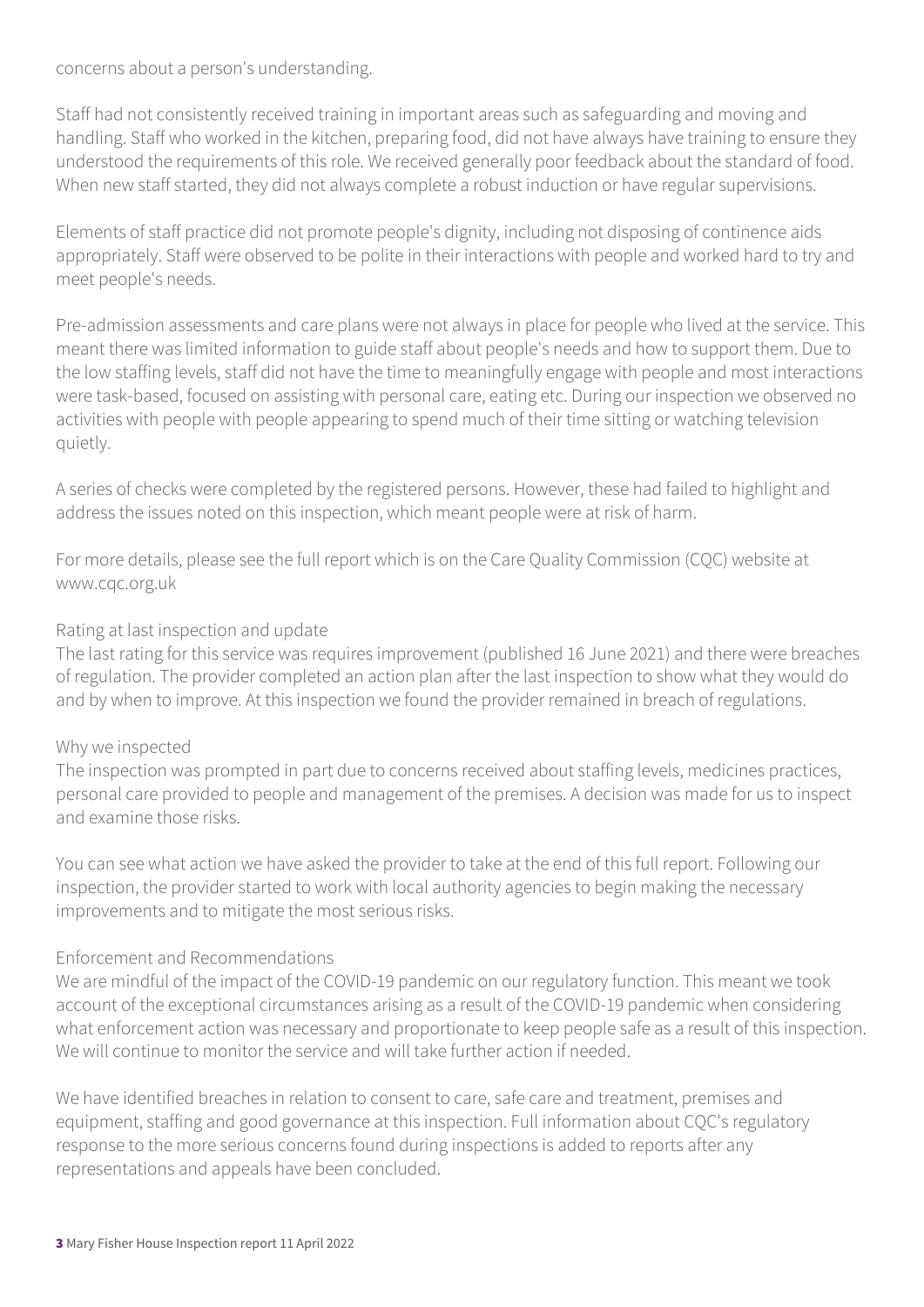concerns about a person's understanding.

Staff had not consistently received training in important areas such as safeguarding and moving and handling. Staff who worked in the kitchen, preparing food, did not have always have training to ensure they understood the requirements of this role. We received generally poor feedback about the standard of food. When new staff started, they did not always complete a robust induction or have regular supervisions.

Elements of staff practice did not promote people's dignity, including not disposing of continence aids appropriately. Staff were observed to be polite in their interactions with people and worked hard to try and meet people's needs.

Pre-admission assessments and care plans were not always in place for people who lived at the service. This meant there was limited information to guide staff about people's needs and how to support them. Due to the low staffing levels, staff did not have the time to meaningfully engage with people and most interactions were task-based, focused on assisting with personal care, eating etc. During our inspection we observed no activities with people with people appearing to spend much of their time sitting or watching television quietly.

A series of checks were completed by the registered persons. However, these had failed to highlight and address the issues noted on this inspection, which meant people were at risk of harm.

For more details, please see the full report which is on the Care Quality Commission (CQC) website at www.cqc.org.uk

### Rating at last inspection and update

The last rating for this service was requires improvement (published 16 June 2021) and there were breaches of regulation. The provider completed an action plan after the last inspection to show what they would do and by when to improve. At this inspection we found the provider remained in breach of regulations.

### Why we inspected

The inspection was prompted in part due to concerns received about staffing levels, medicines practices, personal care provided to people and management of the premises. A decision was made for us to inspect and examine those risks.

You can see what action we have asked the provider to take at the end of this full report. Following our inspection, the provider started to work with local authority agencies to begin making the necessary improvements and to mitigate the most serious risks.

### Enforcement and Recommendations

We are mindful of the impact of the COVID-19 pandemic on our regulatory function. This meant we took account of the exceptional circumstances arising as a result of the COVID-19 pandemic when considering what enforcement action was necessary and proportionate to keep people safe as a result of this inspection. We will continue to monitor the service and will take further action if needed.

We have identified breaches in relation to consent to care, safe care and treatment, premises and equipment, staffing and good governance at this inspection. Full information about CQC's regulatory response to the more serious concerns found during inspections is added to reports after any representations and appeals have been concluded.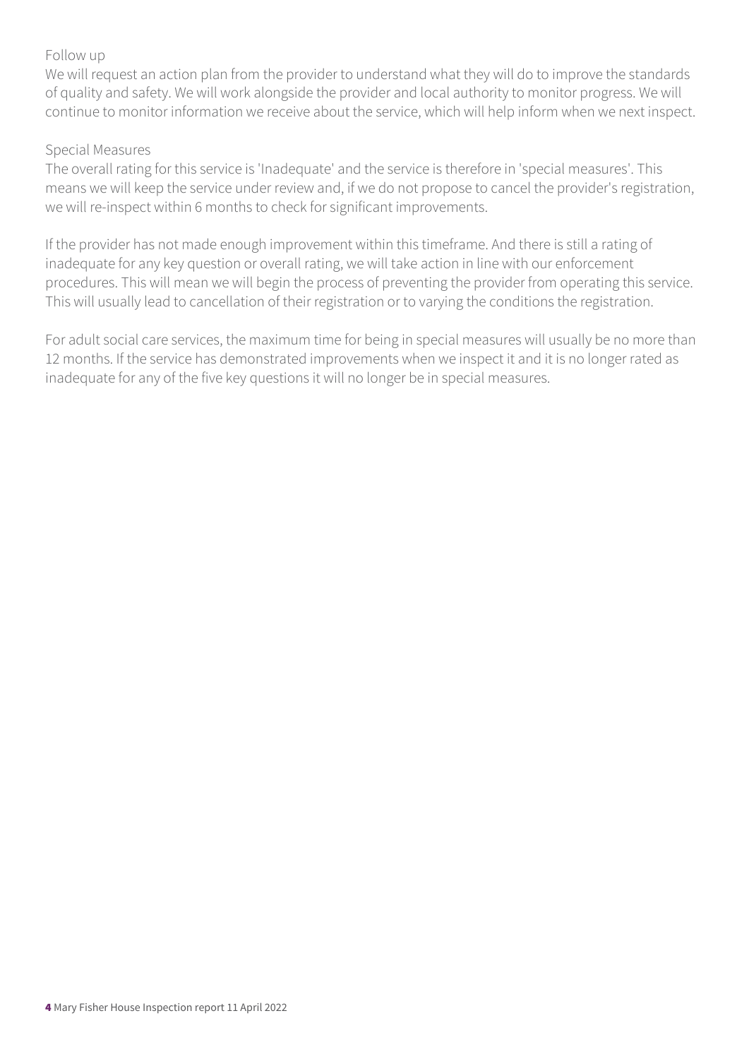### Follow up

We will request an action plan from the provider to understand what they will do to improve the standards of quality and safety. We will work alongside the provider and local authority to monitor progress. We will continue to monitor information we receive about the service, which will help inform when we next inspect.

### Special Measures

The overall rating for this service is 'Inadequate' and the service is therefore in 'special measures'. This means we will keep the service under review and, if we do not propose to cancel the provider's registration, we will re-inspect within 6 months to check for significant improvements.

If the provider has not made enough improvement within this timeframe. And there is still a rating of inadequate for any key question or overall rating, we will take action in line with our enforcement procedures. This will mean we will begin the process of preventing the provider from operating this service. This will usually lead to cancellation of their registration or to varying the conditions the registration.

For adult social care services, the maximum time for being in special measures will usually be no more than 12 months. If the service has demonstrated improvements when we inspect it and it is no longer rated as inadequate for any of the five key questions it will no longer be in special measures.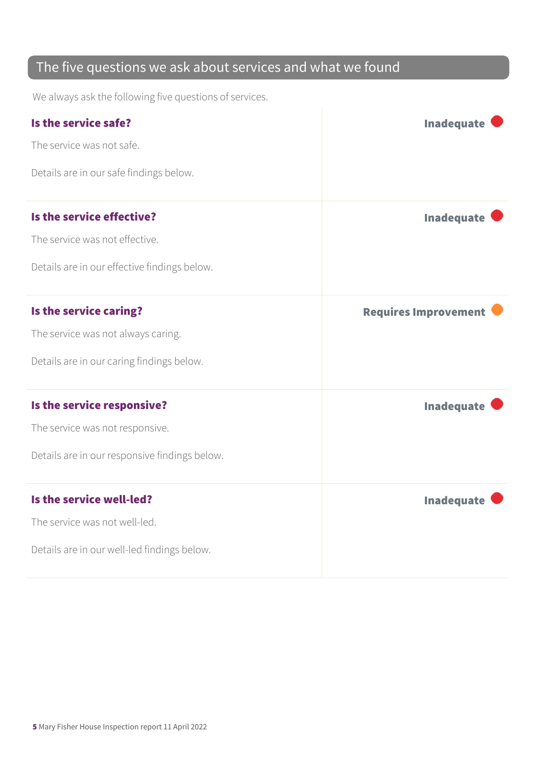## The five questions we ask about services and what we found

We always ask the following five questions of services.

| | |
|---|---|
| **Is the service safe?**<br><br>The service was not safe.<br><br>Details are in our safe findings below. | **Inadequate** |
| **Is the service effective?**<br><br>The service was not effective.<br><br>Details are in our effective findings below. | **Inadequate** |
| **Is the service caring?**<br><br>The service was not always caring.<br><br>Details are in our caring findings below. | **Requires Improvement** |
| **Is the service responsive?**<br><br>The service was not responsive.<br><br>Details are in our responsive findings below. | **Inadequate** |
| **Is the service well-led?**<br><br>The service was not well-led.<br><br>Details are in our well-led findings below. | **Inadequate** |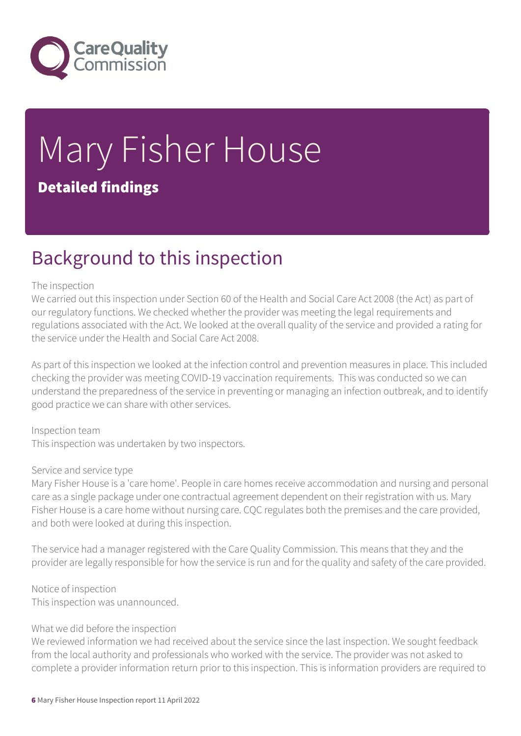# Mary Fisher House

**Detailed findings**

## Background to this inspection

The inspection

We carried out this inspection under Section 60 of the Health and Social Care Act 2008 (the Act) as part of our regulatory functions. We checked whether the provider was meeting the legal requirements and regulations associated with the Act. We looked at the overall quality of the service and provided a rating for the service under the Health and Social Care Act 2008.

As part of this inspection we looked at the infection control and prevention measures in place. This included checking the provider was meeting COVID-19 vaccination requirements. This was conducted so we can understand the preparedness of the service in preventing or managing an infection outbreak, and to identify good practice we can share with other services.

Inspection team

This inspection was undertaken by two inspectors.

Service and service type

Mary Fisher House is a 'care home'. People in care homes receive accommodation and nursing and personal care as a single package under one contractual agreement dependent on their registration with us. Mary Fisher House is a care home without nursing care. CQC regulates both the premises and the care provided, and both were looked at during this inspection.

The service had a manager registered with the Care Quality Commission. This means that they and the provider are legally responsible for how the service is run and for the quality and safety of the care provided.

Notice of inspection

This inspection was unannounced.

What we did before the inspection

We reviewed information we had received about the service since the last inspection. We sought feedback from the local authority and professionals who worked with the service. The provider was not asked to complete a provider information return prior to this inspection. This is information providers are required to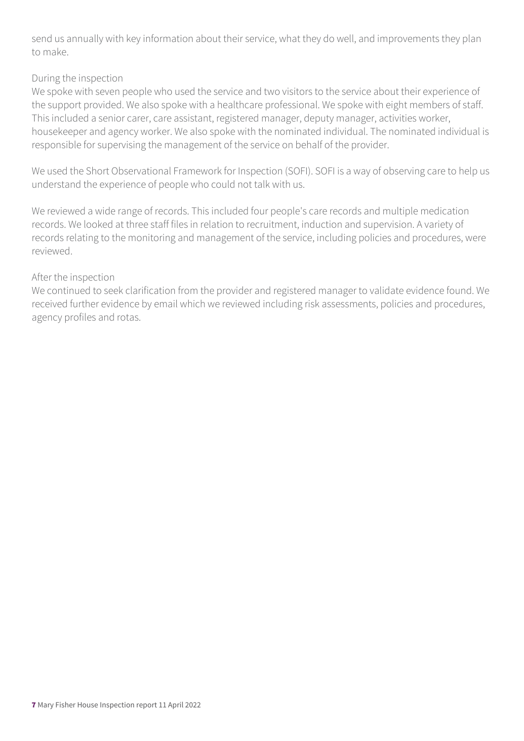send us annually with key information about their service, what they do well, and improvements they plan to make.

During the inspection
We spoke with seven people who used the service and two visitors to the service about their experience of the support provided. We also spoke with a healthcare professional. We spoke with eight members of staff. This included a senior carer, care assistant, registered manager, deputy manager, activities worker, housekeeper and agency worker. We also spoke with the nominated individual. The nominated individual is responsible for supervising the management of the service on behalf of the provider.

We used the Short Observational Framework for Inspection (SOFI). SOFI is a way of observing care to help us understand the experience of people who could not talk with us.

We reviewed a wide range of records. This included four people's care records and multiple medication records. We looked at three staff files in relation to recruitment, induction and supervision. A variety of records relating to the monitoring and management of the service, including policies and procedures, were reviewed.

After the inspection
We continued to seek clarification from the provider and registered manager to validate evidence found. We received further evidence by email which we reviewed including risk assessments, policies and procedures, agency profiles and rotas.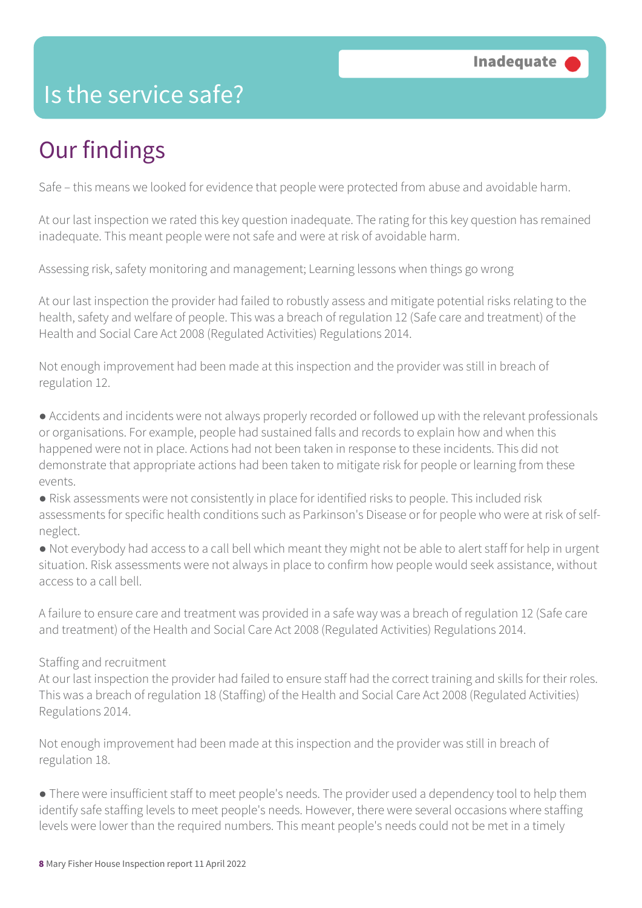# Is the service safe?

**Inadequate**

## Our findings

Safe – this means we looked for evidence that people were protected from abuse and avoidable harm.

At our last inspection we rated this key question inadequate. The rating for this key question has remained inadequate. This meant people were not safe and were at risk of avoidable harm.

Assessing risk, safety monitoring and management; Learning lessons when things go wrong

At our last inspection the provider had failed to robustly assess and mitigate potential risks relating to the health, safety and welfare of people. This was a breach of regulation 12 (Safe care and treatment) of the Health and Social Care Act 2008 (Regulated Activities) Regulations 2014.

Not enough improvement had been made at this inspection and the provider was still in breach of regulation 12.

- Accidents and incidents were not always properly recorded or followed up with the relevant professionals or organisations. For example, people had sustained falls and records to explain how and when this happened were not in place. Actions had not been taken in response to these incidents. This did not demonstrate that appropriate actions had been taken to mitigate risk for people or learning from these events.
- Risk assessments were not consistently in place for identified risks to people. This included risk assessments for specific health conditions such as Parkinson's Disease or for people who were at risk of self-neglect.
- Not everybody had access to a call bell which meant they might not be able to alert staff for help in urgent situation. Risk assessments were not always in place to confirm how people would seek assistance, without access to a call bell.

A failure to ensure care and treatment was provided in a safe way was a breach of regulation 12 (Safe care and treatment) of the Health and Social Care Act 2008 (Regulated Activities) Regulations 2014.

Staffing and recruitment

At our last inspection the provider had failed to ensure staff had the correct training and skills for their roles. This was a breach of regulation 18 (Staffing) of the Health and Social Care Act 2008 (Regulated Activities) Regulations 2014.

Not enough improvement had been made at this inspection and the provider was still in breach of regulation 18.

- There were insufficient staff to meet people's needs. The provider used a dependency tool to help them identify safe staffing levels to meet people's needs. However, there were several occasions where staffing levels were lower than the required numbers. This meant people's needs could not be met in a timely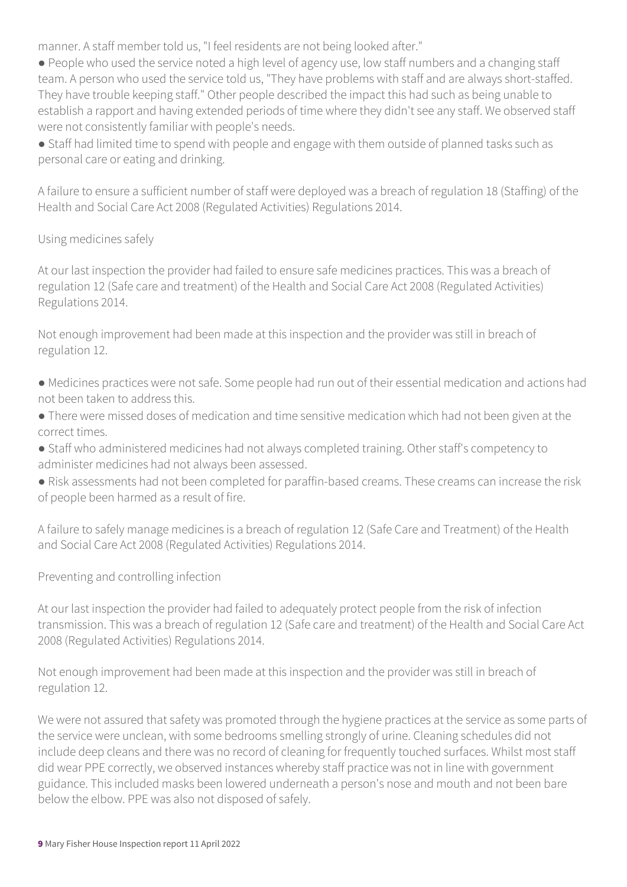manner. A staff member told us, "I feel residents are not being looked after."

- People who used the service noted a high level of agency use, low staff numbers and a changing staff team. A person who used the service told us, "They have problems with staff and are always short-staffed. They have trouble keeping staff." Other people described the impact this had such as being unable to establish a rapport and having extended periods of time where they didn't see any staff. We observed staff were not consistently familiar with people's needs.
- Staff had limited time to spend with people and engage with them outside of planned tasks such as personal care or eating and drinking.

A failure to ensure a sufficient number of staff were deployed was a breach of regulation 18 (Staffing) of the Health and Social Care Act 2008 (Regulated Activities) Regulations 2014.

Using medicines safely

At our last inspection the provider had failed to ensure safe medicines practices. This was a breach of regulation 12 (Safe care and treatment) of the Health and Social Care Act 2008 (Regulated Activities) Regulations 2014.

Not enough improvement had been made at this inspection and the provider was still in breach of regulation 12.

- Medicines practices were not safe. Some people had run out of their essential medication and actions had not been taken to address this.
- There were missed doses of medication and time sensitive medication which had not been given at the correct times.
- Staff who administered medicines had not always completed training. Other staff's competency to administer medicines had not always been assessed.
- Risk assessments had not been completed for paraffin-based creams. These creams can increase the risk of people been harmed as a result of fire.

A failure to safely manage medicines is a breach of regulation 12 (Safe Care and Treatment) of the Health and Social Care Act 2008 (Regulated Activities) Regulations 2014.

Preventing and controlling infection

At our last inspection the provider had failed to adequately protect people from the risk of infection transmission. This was a breach of regulation 12 (Safe care and treatment) of the Health and Social Care Act 2008 (Regulated Activities) Regulations 2014.

Not enough improvement had been made at this inspection and the provider was still in breach of regulation 12.

We were not assured that safety was promoted through the hygiene practices at the service as some parts of the service were unclean, with some bedrooms smelling strongly of urine. Cleaning schedules did not include deep cleans and there was no record of cleaning for frequently touched surfaces. Whilst most staff did wear PPE correctly, we observed instances whereby staff practice was not in line with government guidance. This included masks been lowered underneath a person's nose and mouth and not been bare below the elbow. PPE was also not disposed of safely.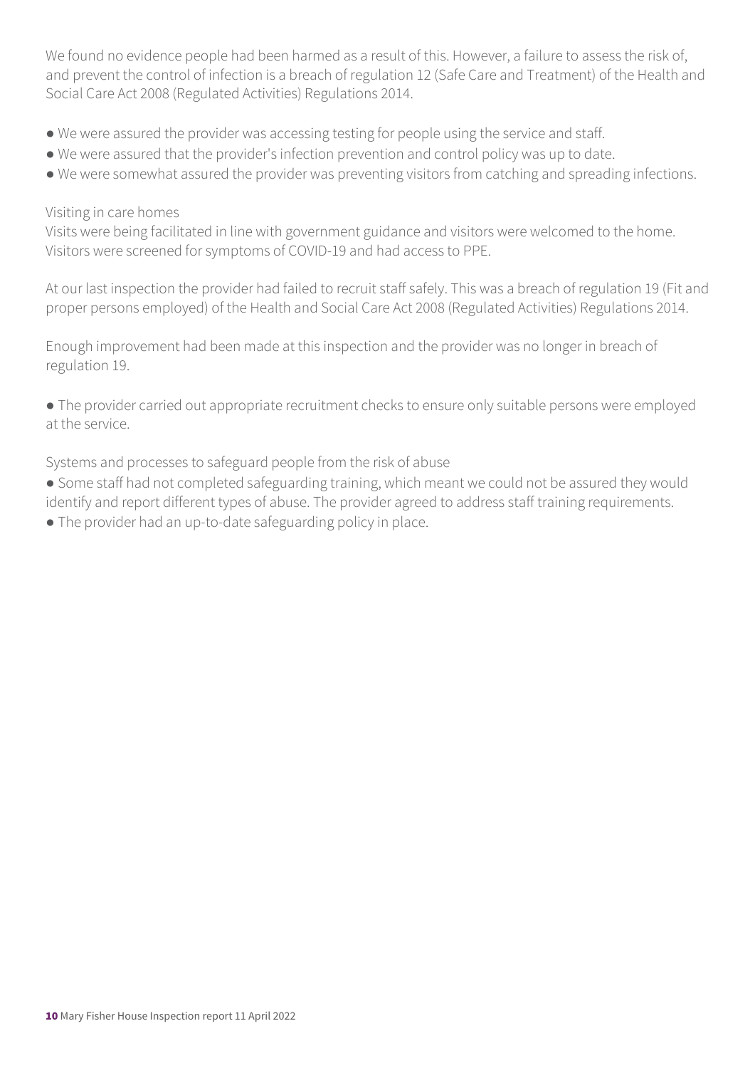We found no evidence people had been harmed as a result of this. However, a failure to assess the risk of, and prevent the control of infection is a breach of regulation 12 (Safe Care and Treatment) of the Health and Social Care Act 2008 (Regulated Activities) Regulations 2014.

- We were assured the provider was accessing testing for people using the service and staff.
- We were assured that the provider's infection prevention and control policy was up to date.
- We were somewhat assured the provider was preventing visitors from catching and spreading infections.

Visiting in care homes

Visits were being facilitated in line with government guidance and visitors were welcomed to the home. Visitors were screened for symptoms of COVID-19 and had access to PPE.

At our last inspection the provider had failed to recruit staff safely. This was a breach of regulation 19 (Fit and proper persons employed) of the Health and Social Care Act 2008 (Regulated Activities) Regulations 2014.

Enough improvement had been made at this inspection and the provider was no longer in breach of regulation 19.

- The provider carried out appropriate recruitment checks to ensure only suitable persons were employed at the service.

Systems and processes to safeguard people from the risk of abuse

- Some staff had not completed safeguarding training, which meant we could not be assured they would identify and report different types of abuse. The provider agreed to address staff training requirements.
- The provider had an up-to-date safeguarding policy in place.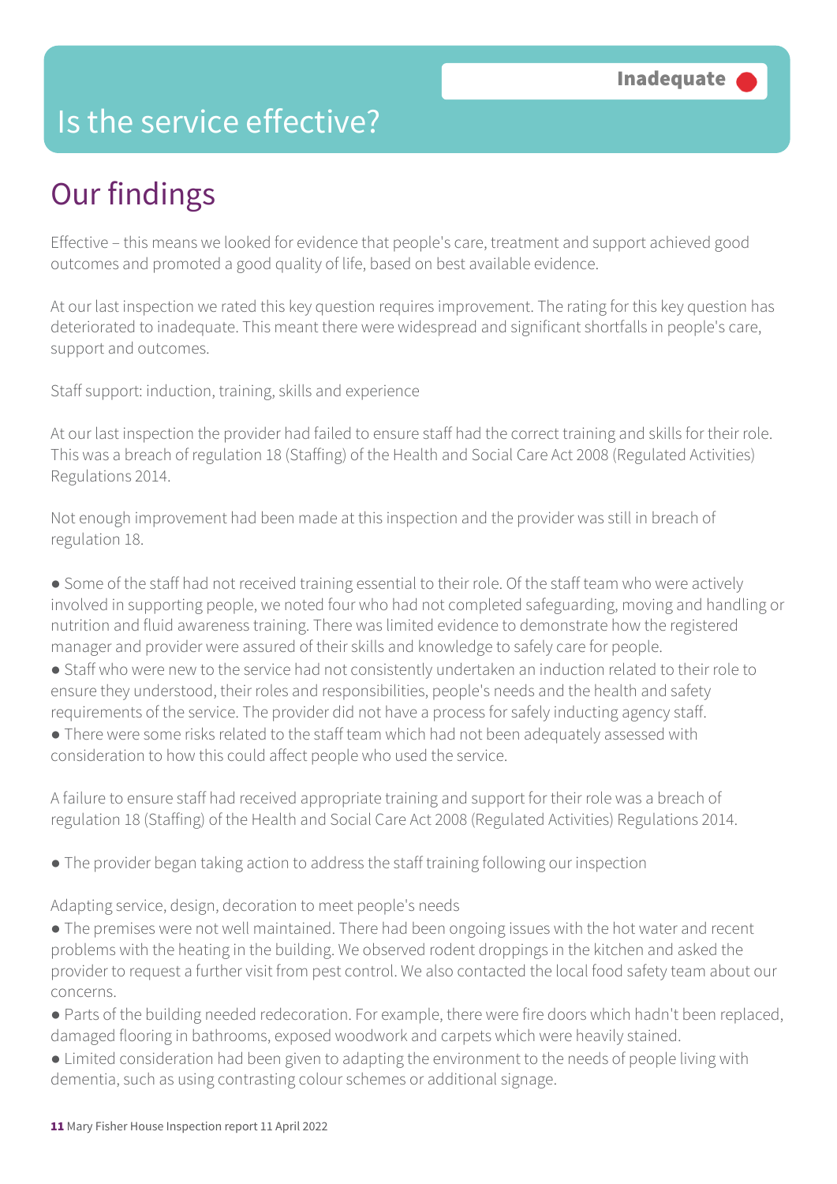# Is the service effective?

**Inadequate**

## Our findings

Effective – this means we looked for evidence that people's care, treatment and support achieved good outcomes and promoted a good quality of life, based on best available evidence.

At our last inspection we rated this key question requires improvement. The rating for this key question has deteriorated to inadequate. This meant there were widespread and significant shortfalls in people's care, support and outcomes.

Staff support: induction, training, skills and experience

At our last inspection the provider had failed to ensure staff had the correct training and skills for their role. This was a breach of regulation 18 (Staffing) of the Health and Social Care Act 2008 (Regulated Activities) Regulations 2014.

Not enough improvement had been made at this inspection and the provider was still in breach of regulation 18.

- Some of the staff had not received training essential to their role. Of the staff team who were actively involved in supporting people, we noted four who had not completed safeguarding, moving and handling or nutrition and fluid awareness training. There was limited evidence to demonstrate how the registered manager and provider were assured of their skills and knowledge to safely care for people.
- Staff who were new to the service had not consistently undertaken an induction related to their role to ensure they understood, their roles and responsibilities, people's needs and the health and safety requirements of the service. The provider did not have a process for safely inducting agency staff.
- There were some risks related to the staff team which had not been adequately assessed with consideration to how this could affect people who used the service.

A failure to ensure staff had received appropriate training and support for their role was a breach of regulation 18 (Staffing) of the Health and Social Care Act 2008 (Regulated Activities) Regulations 2014.

- The provider began taking action to address the staff training following our inspection

Adapting service, design, decoration to meet people's needs

- The premises were not well maintained. There had been ongoing issues with the hot water and recent problems with the heating in the building. We observed rodent droppings in the kitchen and asked the provider to request a further visit from pest control. We also contacted the local food safety team about our concerns.
- Parts of the building needed redecoration. For example, there were fire doors which hadn't been replaced, damaged flooring in bathrooms, exposed woodwork and carpets which were heavily stained.
- Limited consideration had been given to adapting the environment to the needs of people living with dementia, such as using contrasting colour schemes or additional signage.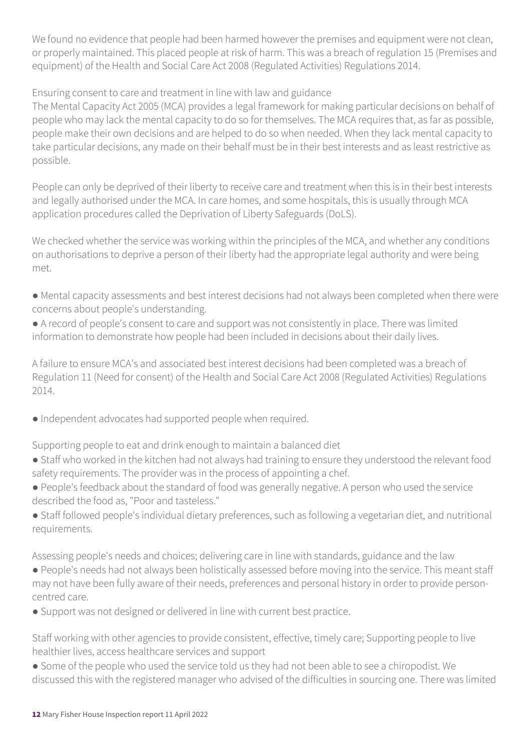We found no evidence that people had been harmed however the premises and equipment were not clean, or properly maintained. This placed people at risk of harm. This was a breach of regulation 15 (Premises and equipment) of the Health and Social Care Act 2008 (Regulated Activities) Regulations 2014.

Ensuring consent to care and treatment in line with law and guidance

The Mental Capacity Act 2005 (MCA) provides a legal framework for making particular decisions on behalf of people who may lack the mental capacity to do so for themselves. The MCA requires that, as far as possible, people make their own decisions and are helped to do so when needed. When they lack mental capacity to take particular decisions, any made on their behalf must be in their best interests and as least restrictive as possible.

People can only be deprived of their liberty to receive care and treatment when this is in their best interests and legally authorised under the MCA. In care homes, and some hospitals, this is usually through MCA application procedures called the Deprivation of Liberty Safeguards (DoLS).

We checked whether the service was working within the principles of the MCA, and whether any conditions on authorisations to deprive a person of their liberty had the appropriate legal authority and were being met.

- Mental capacity assessments and best interest decisions had not always been completed when there were concerns about people's understanding.
- A record of people's consent to care and support was not consistently in place. There was limited information to demonstrate how people had been included in decisions about their daily lives.

A failure to ensure MCA's and associated best interest decisions had been completed was a breach of Regulation 11 (Need for consent) of the Health and Social Care Act 2008 (Regulated Activities) Regulations 2014.

- Independent advocates had supported people when required.

Supporting people to eat and drink enough to maintain a balanced diet

- Staff who worked in the kitchen had not always had training to ensure they understood the relevant food safety requirements. The provider was in the process of appointing a chef.
- People's feedback about the standard of food was generally negative. A person who used the service described the food as, "Poor and tasteless."
- Staff followed people's individual dietary preferences, such as following a vegetarian diet, and nutritional requirements.

Assessing people's needs and choices; delivering care in line with standards, guidance and the law

- People's needs had not always been holistically assessed before moving into the service. This meant staff may not have been fully aware of their needs, preferences and personal history in order to provide person-centred care.
- Support was not designed or delivered in line with current best practice.

Staff working with other agencies to provide consistent, effective, timely care; Supporting people to live healthier lives, access healthcare services and support

- Some of the people who used the service told us they had not been able to see a chiropodist. We discussed this with the registered manager who advised of the difficulties in sourcing one. There was limited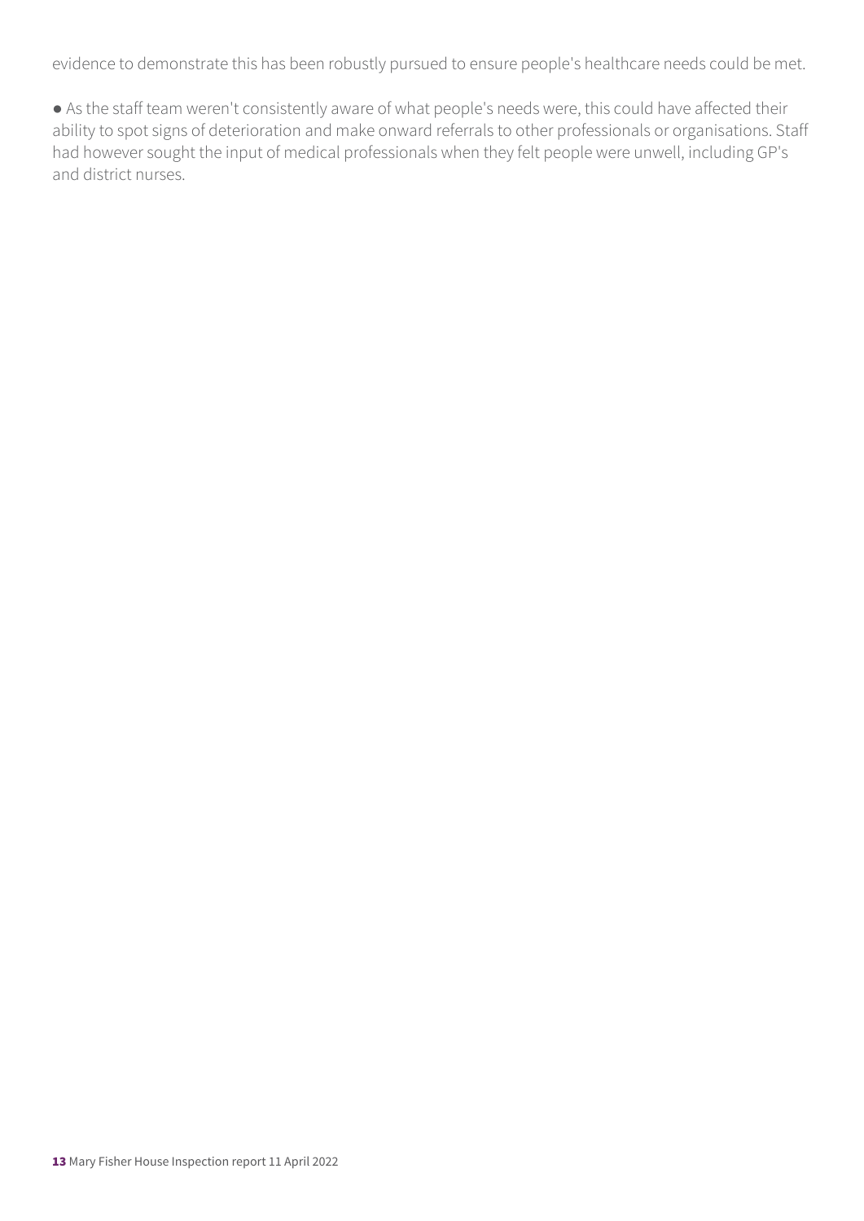evidence to demonstrate this has been robustly pursued to ensure people's healthcare needs could be met.

● As the staff team weren't consistently aware of what people's needs were, this could have affected their ability to spot signs of deterioration and make onward referrals to other professionals or organisations. Staff had however sought the input of medical professionals when they felt people were unwell, including GP's and district nurses.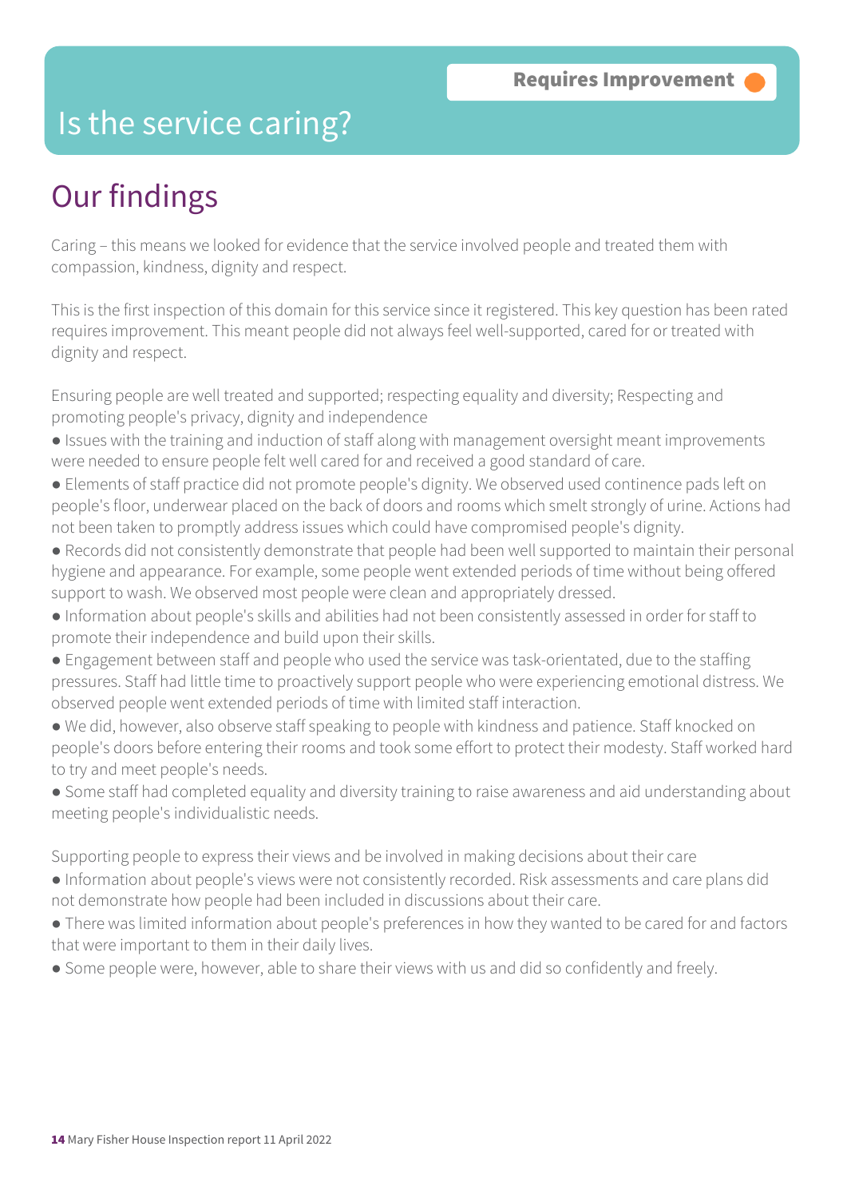**Requires Improvement**

# Is the service caring?

## Our findings

Caring – this means we looked for evidence that the service involved people and treated them with compassion, kindness, dignity and respect.

This is the first inspection of this domain for this service since it registered. This key question has been rated requires improvement. This meant people did not always feel well-supported, cared for or treated with dignity and respect.

Ensuring people are well treated and supported; respecting equality and diversity; Respecting and promoting people's privacy, dignity and independence

- Issues with the training and induction of staff along with management oversight meant improvements were needed to ensure people felt well cared for and received a good standard of care.
- Elements of staff practice did not promote people's dignity. We observed used continence pads left on people's floor, underwear placed on the back of doors and rooms which smelt strongly of urine. Actions had not been taken to promptly address issues which could have compromised people's dignity.
- Records did not consistently demonstrate that people had been well supported to maintain their personal hygiene and appearance. For example, some people went extended periods of time without being offered support to wash. We observed most people were clean and appropriately dressed.
- Information about people's skills and abilities had not been consistently assessed in order for staff to promote their independence and build upon their skills.
- Engagement between staff and people who used the service was task-orientated, due to the staffing pressures. Staff had little time to proactively support people who were experiencing emotional distress. We observed people went extended periods of time with limited staff interaction.
- We did, however, also observe staff speaking to people with kindness and patience. Staff knocked on people's doors before entering their rooms and took some effort to protect their modesty. Staff worked hard to try and meet people's needs.
- Some staff had completed equality and diversity training to raise awareness and aid understanding about meeting people's individualistic needs.

Supporting people to express their views and be involved in making decisions about their care

- Information about people's views were not consistently recorded. Risk assessments and care plans did not demonstrate how people had been included in discussions about their care.
- There was limited information about people's preferences in how they wanted to be cared for and factors that were important to them in their daily lives.
- Some people were, however, able to share their views with us and did so confidently and freely.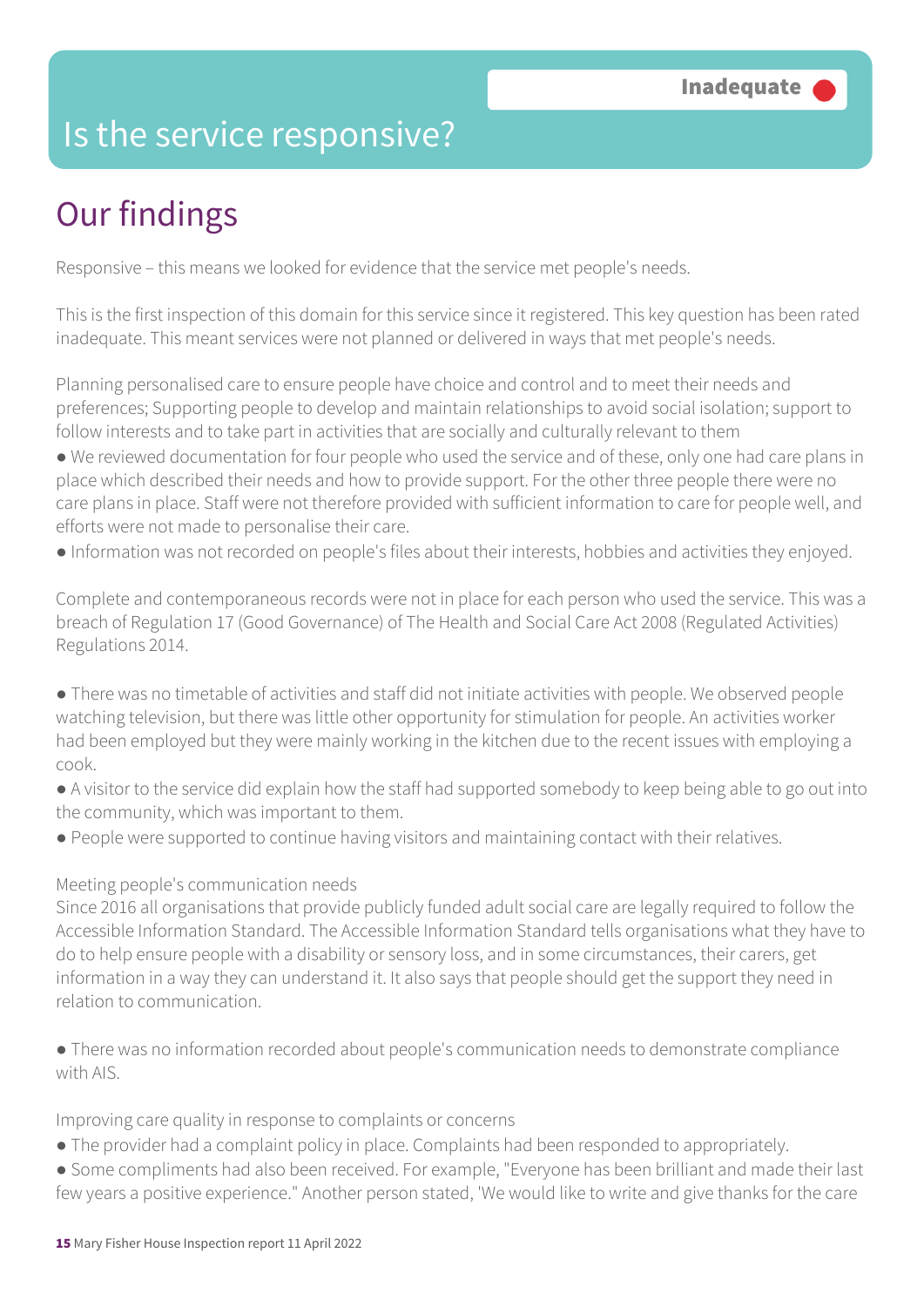# Is the service responsive?

**Inadequate**

## Our findings

Responsive – this means we looked for evidence that the service met people's needs.

This is the first inspection of this domain for this service since it registered. This key question has been rated inadequate. This meant services were not planned or delivered in ways that met people's needs.

Planning personalised care to ensure people have choice and control and to meet their needs and preferences; Supporting people to develop and maintain relationships to avoid social isolation; support to follow interests and to take part in activities that are socially and culturally relevant to them

- We reviewed documentation for four people who used the service and of these, only one had care plans in place which described their needs and how to provide support. For the other three people there were no care plans in place. Staff were not therefore provided with sufficient information to care for people well, and efforts were not made to personalise their care.
- Information was not recorded on people's files about their interests, hobbies and activities they enjoyed.

Complete and contemporaneous records were not in place for each person who used the service. This was a breach of Regulation 17 (Good Governance) of The Health and Social Care Act 2008 (Regulated Activities) Regulations 2014.

- There was no timetable of activities and staff did not initiate activities with people. We observed people watching television, but there was little other opportunity for stimulation for people. An activities worker had been employed but they were mainly working in the kitchen due to the recent issues with employing a cook.
- A visitor to the service did explain how the staff had supported somebody to keep being able to go out into the community, which was important to them.
- People were supported to continue having visitors and maintaining contact with their relatives.

Meeting people's communication needs
Since 2016 all organisations that provide publicly funded adult social care are legally required to follow the Accessible Information Standard. The Accessible Information Standard tells organisations what they have to do to help ensure people with a disability or sensory loss, and in some circumstances, their carers, get information in a way they can understand it. It also says that people should get the support they need in relation to communication.

- There was no information recorded about people's communication needs to demonstrate compliance with AIS.

Improving care quality in response to complaints or concerns

- The provider had a complaint policy in place. Complaints had been responded to appropriately.
- Some compliments had also been received. For example, "Everyone has been brilliant and made their last few years a positive experience." Another person stated, 'We would like to write and give thanks for the care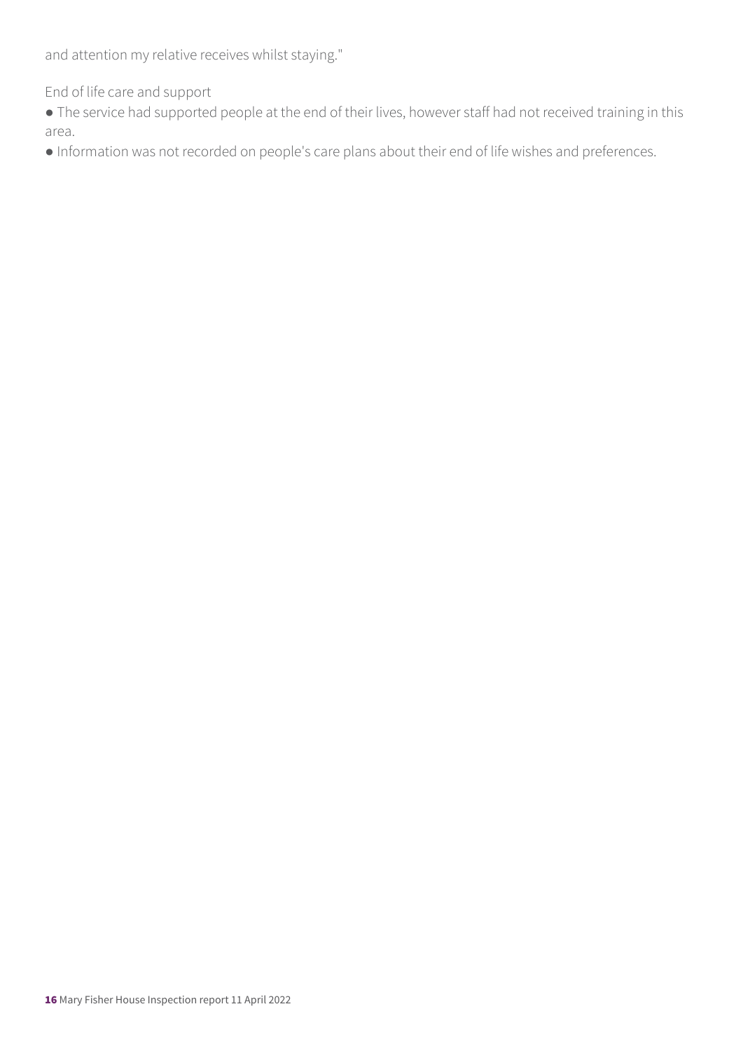and attention my relative receives whilst staying."

End of life care and support

- The service had supported people at the end of their lives, however staff had not received training in this area.
- Information was not recorded on people's care plans about their end of life wishes and preferences.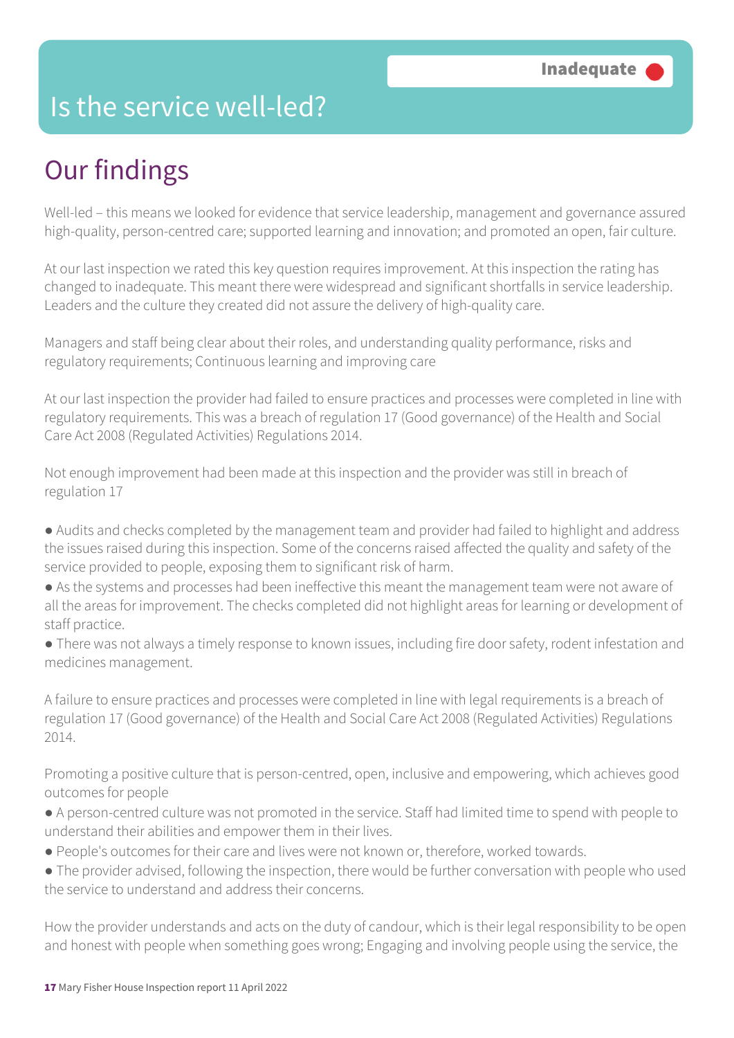# Is the service well-led?

**Inadequate**

## Our findings

Well-led – this means we looked for evidence that service leadership, management and governance assured high-quality, person-centred care; supported learning and innovation; and promoted an open, fair culture.

At our last inspection we rated this key question requires improvement. At this inspection the rating has changed to inadequate. This meant there were widespread and significant shortfalls in service leadership. Leaders and the culture they created did not assure the delivery of high-quality care.

Managers and staff being clear about their roles, and understanding quality performance, risks and regulatory requirements; Continuous learning and improving care

At our last inspection the provider had failed to ensure practices and processes were completed in line with regulatory requirements. This was a breach of regulation 17 (Good governance) of the Health and Social Care Act 2008 (Regulated Activities) Regulations 2014.

Not enough improvement had been made at this inspection and the provider was still in breach of regulation 17

- Audits and checks completed by the management team and provider had failed to highlight and address the issues raised during this inspection. Some of the concerns raised affected the quality and safety of the service provided to people, exposing them to significant risk of harm.
- As the systems and processes had been ineffective this meant the management team were not aware of all the areas for improvement. The checks completed did not highlight areas for learning or development of staff practice.
- There was not always a timely response to known issues, including fire door safety, rodent infestation and medicines management.

A failure to ensure practices and processes were completed in line with legal requirements is a breach of regulation 17 (Good governance) of the Health and Social Care Act 2008 (Regulated Activities) Regulations 2014.

Promoting a positive culture that is person-centred, open, inclusive and empowering, which achieves good outcomes for people

- A person-centred culture was not promoted in the service. Staff had limited time to spend with people to understand their abilities and empower them in their lives.
- People's outcomes for their care and lives were not known or, therefore, worked towards.
- The provider advised, following the inspection, there would be further conversation with people who used the service to understand and address their concerns.

How the provider understands and acts on the duty of candour, which is their legal responsibility to be open and honest with people when something goes wrong; Engaging and involving people using the service, the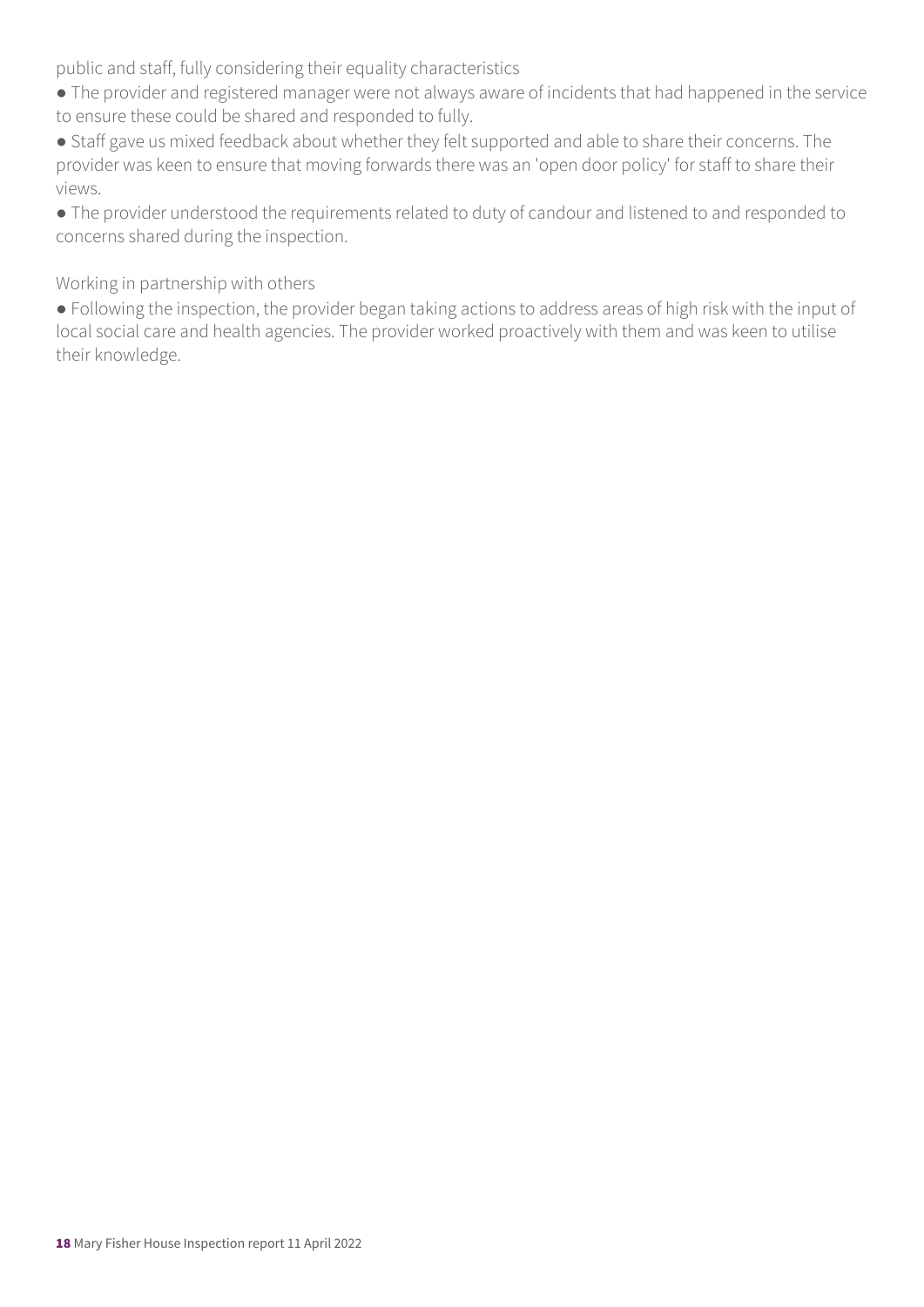public and staff, fully considering their equality characteristics

- The provider and registered manager were not always aware of incidents that had happened in the service to ensure these could be shared and responded to fully.
- Staff gave us mixed feedback about whether they felt supported and able to share their concerns. The provider was keen to ensure that moving forwards there was an 'open door policy' for staff to share their views.
- The provider understood the requirements related to duty of candour and listened to and responded to concerns shared during the inspection.

Working in partnership with others

- Following the inspection, the provider began taking actions to address areas of high risk with the input of local social care and health agencies. The provider worked proactively with them and was keen to utilise their knowledge.